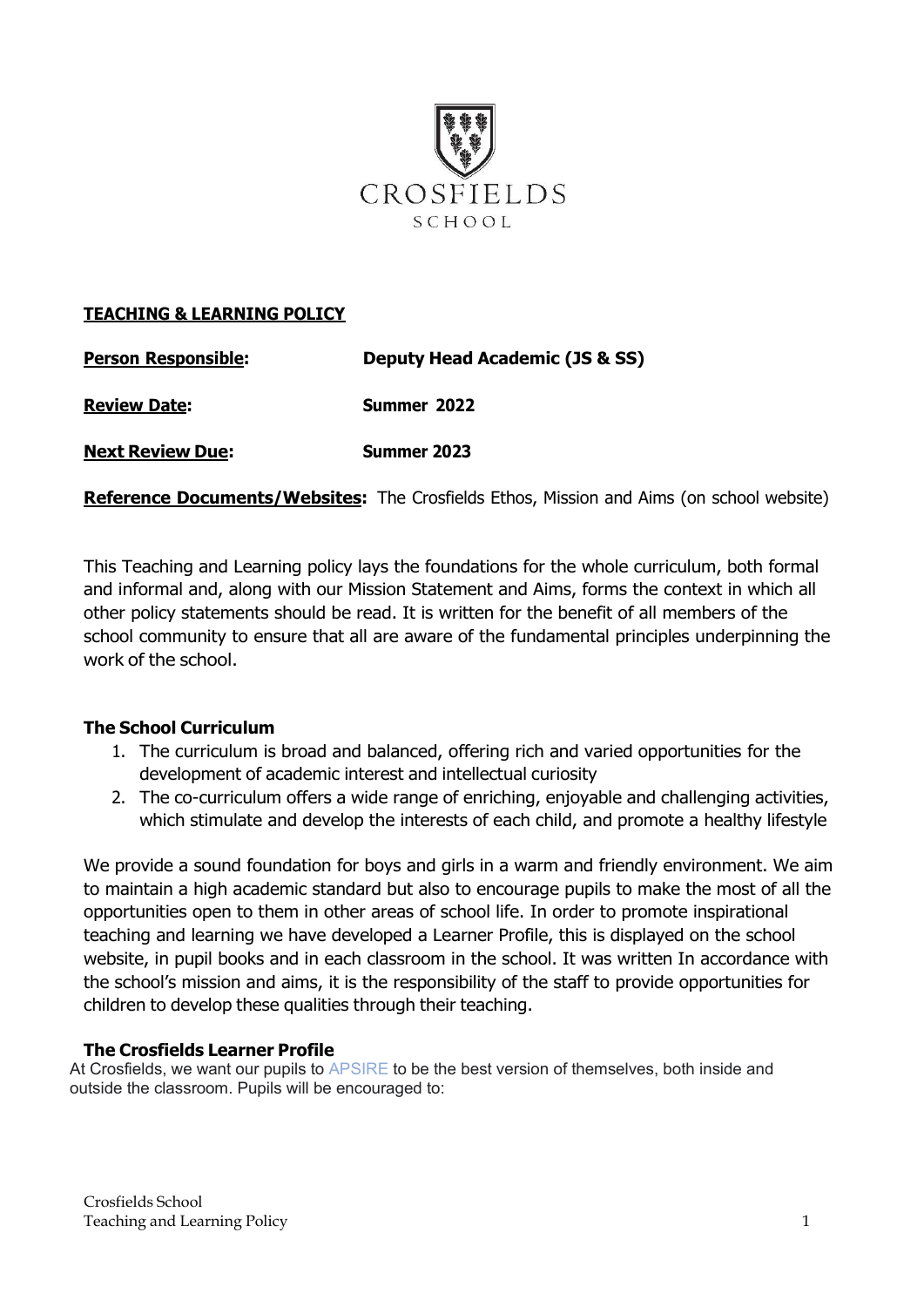CROSFIELDS

SCHOOL

**TEACHING & LEARNING POLICY**

**Person Responsible:** **Deputy Head Academic (JS & SS)**

**Review Date:** **Summer 2022**

**Next Review Due:** **Summer 2023**

**Reference Documents/Websites:** The Crosfields Ethos, Mission and Aims (on school website)

This Teaching and Learning policy lays the foundations for the whole curriculum, both formal and informal and, along with our Mission Statement and Aims, forms the context in which all other policy statements should be read. It is written for the benefit of all members of the school community to ensure that all are aware of the fundamental principles underpinning the work of the school.

### The School Curriculum

1. The curriculum is broad and balanced, offering rich and varied opportunities for the development of academic interest and intellectual curiosity
2. The co-curriculum offers a wide range of enriching, enjoyable and challenging activities, which stimulate and develop the interests of each child, and promote a healthy lifestyle

We provide a sound foundation for boys and girls in a warm and friendly environment. We aim to maintain a high academic standard but also to encourage pupils to make the most of all the opportunities open to them in other areas of school life. In order to promote inspirational teaching and learning we have developed a Learner Profile, this is displayed on the school website, in pupil books and in each classroom in the school. It was written In accordance with the school's mission and aims, it is the responsibility of the staff to provide opportunities for children to develop these qualities through their teaching.

### The Crosfields Learner Profile

At Crosfields, we want our pupils to APSIRE to be the best version of themselves, both inside and outside the classroom. Pupils will be encouraged to: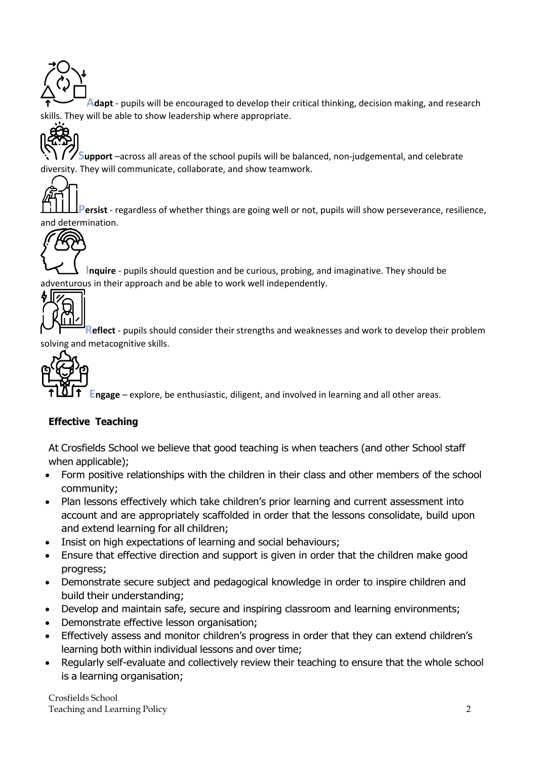**Adapt** - pupils will be encouraged to develop their critical thinking, decision making, and research skills. They will be able to show leadership where appropriate.

**Support** –across all areas of the school pupils will be balanced, non-judgemental, and celebrate diversity. They will communicate, collaborate, and show teamwork.

**Persist** - regardless of whether things are going well or not, pupils will show perseverance, resilience, and determination.

**Inquire** - pupils should question and be curious, probing, and imaginative. They should be adventurous in their approach and be able to work well independently.

**Reflect** - pupils should consider their strengths and weaknesses and work to develop their problem solving and metacognitive skills.

**Engage** – explore, be enthusiastic, diligent, and involved in learning and all other areas.

## Effective Teaching

At Crosfields School we believe that good teaching is when teachers (and other School staff when applicable);

- Form positive relationships with the children in their class and other members of the school community;
- Plan lessons effectively which take children's prior learning and current assessment into account and are appropriately scaffolded in order that the lessons consolidate, build upon and extend learning for all children;
- Insist on high expectations of learning and social behaviours;
- Ensure that effective direction and support is given in order that the children make good progress;
- Demonstrate secure subject and pedagogical knowledge in order to inspire children and build their understanding;
- Develop and maintain safe, secure and inspiring classroom and learning environments;
- Demonstrate effective lesson organisation;
- Effectively assess and monitor children's progress in order that they can extend children's learning both within individual lessons and over time;
- Regularly self-evaluate and collectively review their teaching to ensure that the whole school is a learning organisation;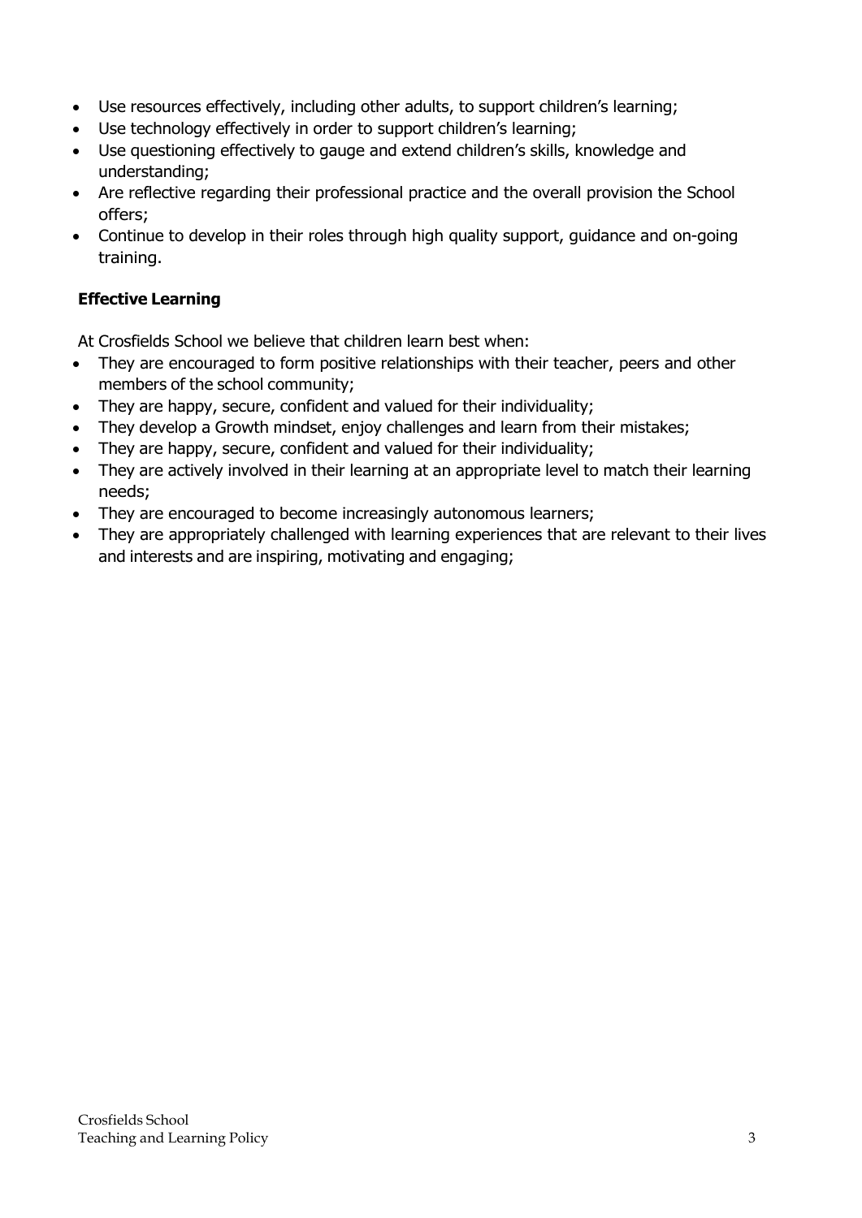- Use resources effectively, including other adults, to support children's learning;
- Use technology effectively in order to support children's learning;
- Use questioning effectively to gauge and extend children's skills, knowledge and understanding;
- Are reflective regarding their professional practice and the overall provision the School offers;
- Continue to develop in their roles through high quality support, guidance and on-going training.

**Effective Learning**

At Crosfields School we believe that children learn best when:

- They are encouraged to form positive relationships with their teacher, peers and other members of the school community;
- They are happy, secure, confident and valued for their individuality;
- They develop a Growth mindset, enjoy challenges and learn from their mistakes;
- They are happy, secure, confident and valued for their individuality;
- They are actively involved in their learning at an appropriate level to match their learning needs;
- They are encouraged to become increasingly autonomous learners;
- They are appropriately challenged with learning experiences that are relevant to their lives and interests and are inspiring, motivating and engaging;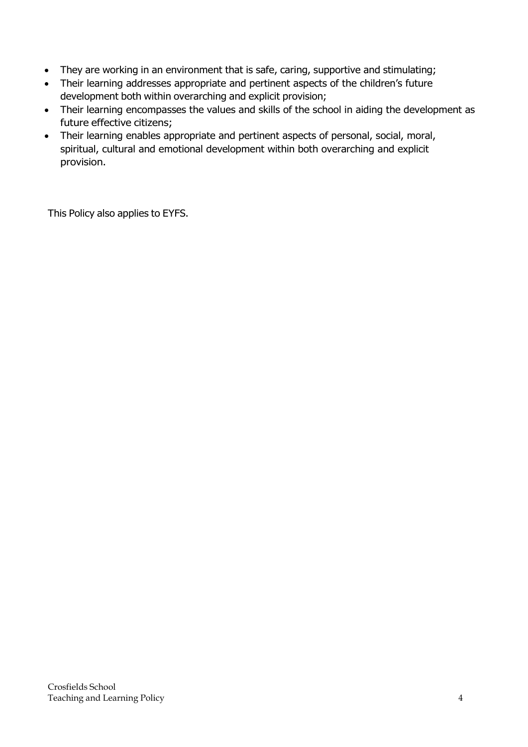- They are working in an environment that is safe, caring, supportive and stimulating;
- Their learning addresses appropriate and pertinent aspects of the children's future development both within overarching and explicit provision;
- Their learning encompasses the values and skills of the school in aiding the development as future effective citizens;
- Their learning enables appropriate and pertinent aspects of personal, social, moral, spiritual, cultural and emotional development within both overarching and explicit provision.

This Policy also applies to EYFS.